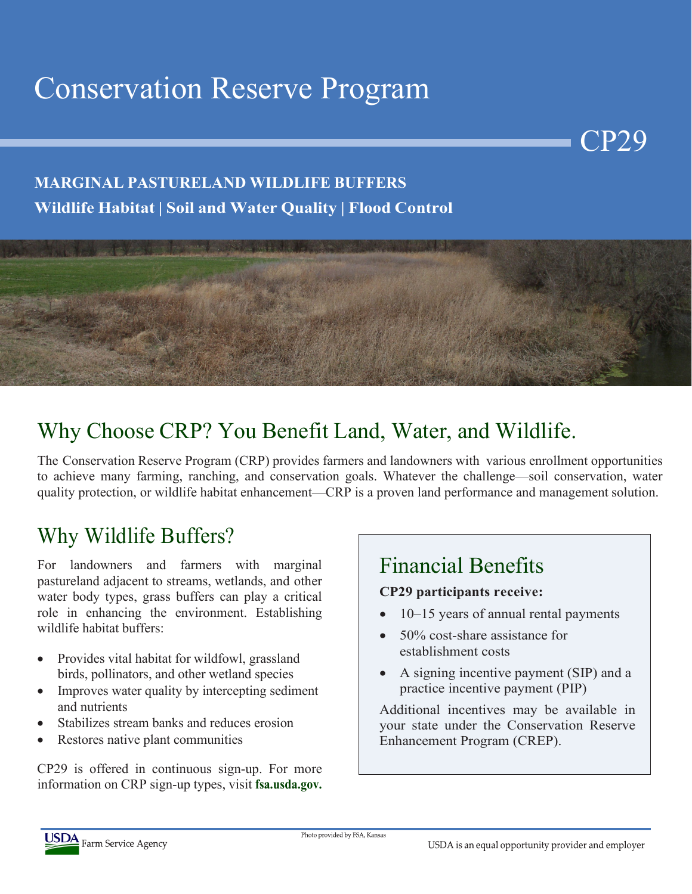# Conservation Reserve Program

CP29

**MARGINAL PASTURELAND WILDLIFE BUFFERS**

**Wildlife Habitat | Soil and Water Quality | Flood Control**

## Why Choose CRP? You Benefit Land, Water, and Wildlife.

The Conservation Reserve Program (CRP) provides farmers and landowners with various enrollment opportunities to achieve many farming, ranching, and conservation goals. Whatever the challenge—soil conservation, water quality protection, or wildlife habitat enhancement—CRP is a proven land performance and management solution.

## Why Wildlife Buffers?

For landowners and farmers with marginal pastureland adjacent to streams, wetlands, and other water body types, grass buffers can play a critical role in enhancing the environment. Establishing wildlife habitat buffers:

- Provides vital habitat for wildfowl, grassland birds, pollinators, and other wetland species
- Improves water quality by intercepting sediment and nutrients
- Stabilizes stream banks and reduces erosion
- Restores native plant communities

CP29 is offered in continuous sign-up. For more information on CRP sign-up types, visit **fsa.usda.gov.**

## Financial Benefits

**CP29 participants receive:**

- 10–15 years of annual rental payments
- 50% cost-share assistance for establishment costs
- A signing incentive payment (SIP) and a practice incentive payment (PIP)

Additional incentives may be available in your state under the Conservation Reserve Enhancement Program (CREP).

Photo provided by FSA, Kansas

USDA Farm Service Agency

USDA is an equal opportunity provider and employer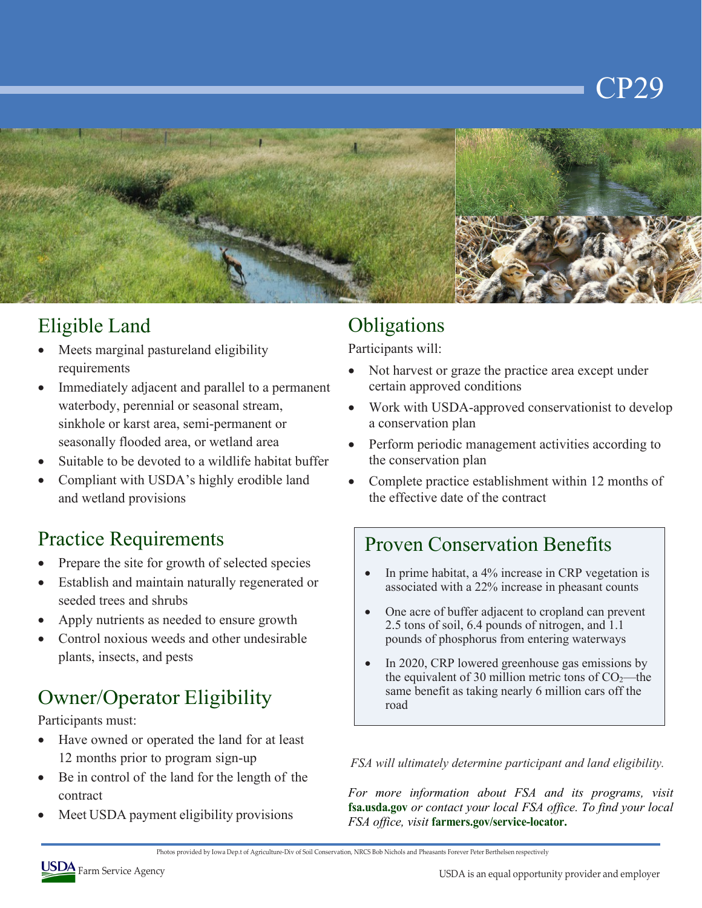# CP29

## Eligible Land

- Meets marginal pastureland eligibility requirements
- Immediately adjacent and parallel to a permanent waterbody, perennial or seasonal stream, sinkhole or karst area, semi-permanent or seasonally flooded area, or wetland area
- Suitable to be devoted to a wildlife habitat buffer
- Compliant with USDA's highly erodible land and wetland provisions

## Practice Requirements

- Prepare the site for growth of selected species
- Establish and maintain naturally regenerated or seeded trees and shrubs
- Apply nutrients as needed to ensure growth
- Control noxious weeds and other undesirable plants, insects, and pests

## Owner/Operator Eligibility

Participants must:

- Have owned or operated the land for at least 12 months prior to program sign-up
- Be in control of the land for the length of the contract
- Meet USDA payment eligibility provisions

## Obligations

Participants will:

- Not harvest or graze the practice area except under certain approved conditions
- Work with USDA-approved conservationist to develop a conservation plan
- Perform periodic management activities according to the conservation plan
- Complete practice establishment within 12 months of the effective date of the contract

## Proven Conservation Benefits

- In prime habitat, a 4% increase in CRP vegetation is associated with a 22% increase in pheasant counts
- One acre of buffer adjacent to cropland can prevent 2.5 tons of soil, 6.4 pounds of nitrogen, and 1.1 pounds of phosphorus from entering waterways
- In 2020, CRP lowered greenhouse gas emissions by the equivalent of 30 million metric tons of $CO_2$—the same benefit as taking nearly 6 million cars off the road

*FSA will ultimately determine participant and land eligibility.*

*For more information about FSA and its programs, visit* **fsa.usda.gov** *or contact your local FSA office. To find your local FSA office, visit* **farmers.gov/service-locator.**

Photos provided by Iowa Dep.t of Agriculture-Div of Soil Conservation, NRCS Bob Nichols and Pheasants Forever Peter Berthelsen respectively

USDA Farm Service Agency

USDA is an equal opportunity provider and employer